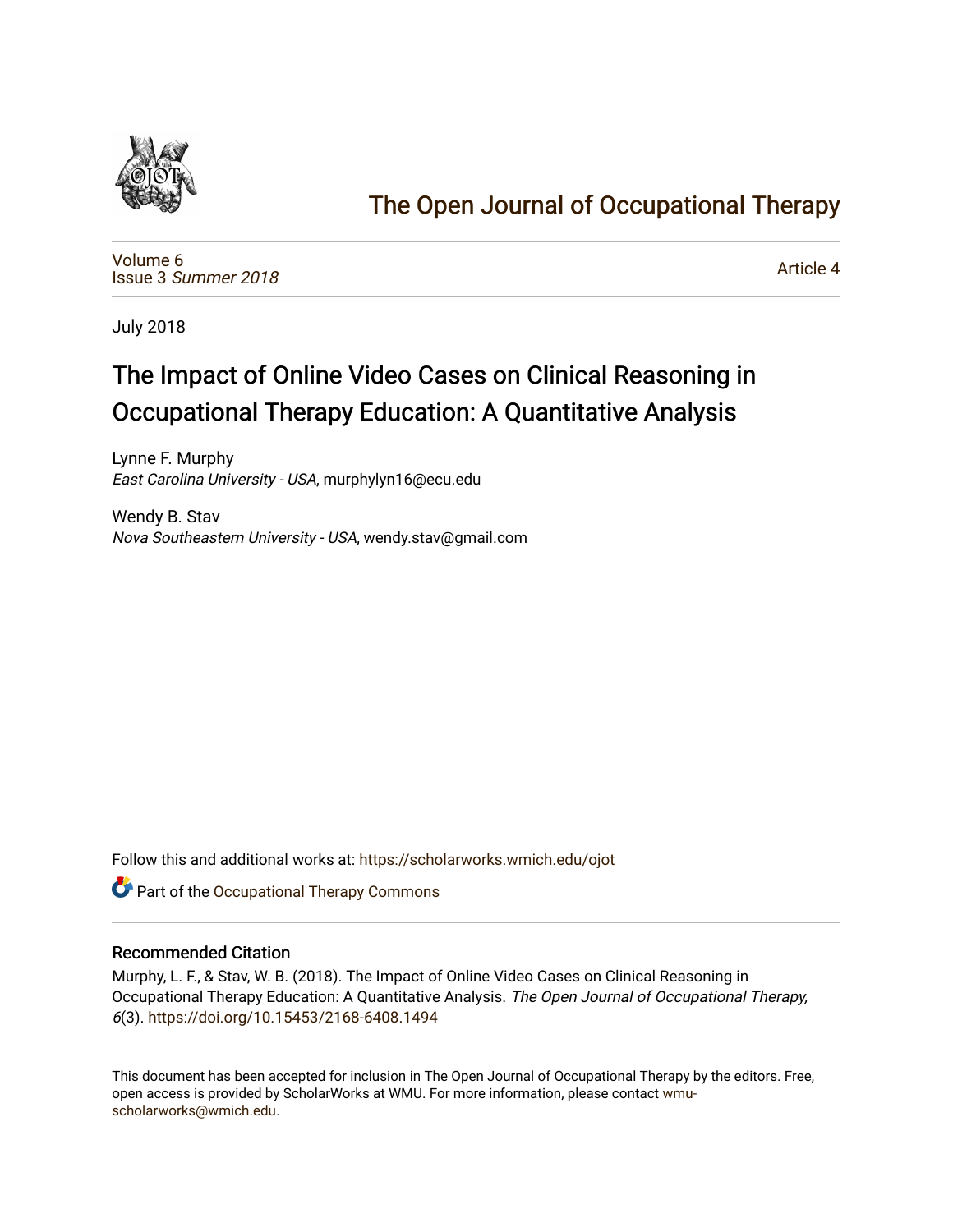# The Open Journal of Occupational Therapy

Volume 6
Issue 3 *Summer 2018*

Article 4

July 2018

## The Impact of Online Video Cases on Clinical Reasoning in Occupational Therapy Education: A Quantitative Analysis

Lynne F. Murphy
*East Carolina University - USA*, murphylyn16@ecu.edu

Wendy B. Stav
*Nova Southeastern University - USA*, wendy.stav@gmail.com

Follow this and additional works at: https://scholarworks.wmich.edu/ojot

Part of the Occupational Therapy Commons

### Recommended Citation

Murphy, L. F., & Stav, W. B. (2018). The Impact of Online Video Cases on Clinical Reasoning in Occupational Therapy Education: A Quantitative Analysis. *The Open Journal of Occupational Therapy, 6*(3). https://doi.org/10.15453/2168-6408.1494

This document has been accepted for inclusion in The Open Journal of Occupational Therapy by the editors. Free, open access is provided by ScholarWorks at WMU. For more information, please contact wmu-scholarworks@wmich.edu.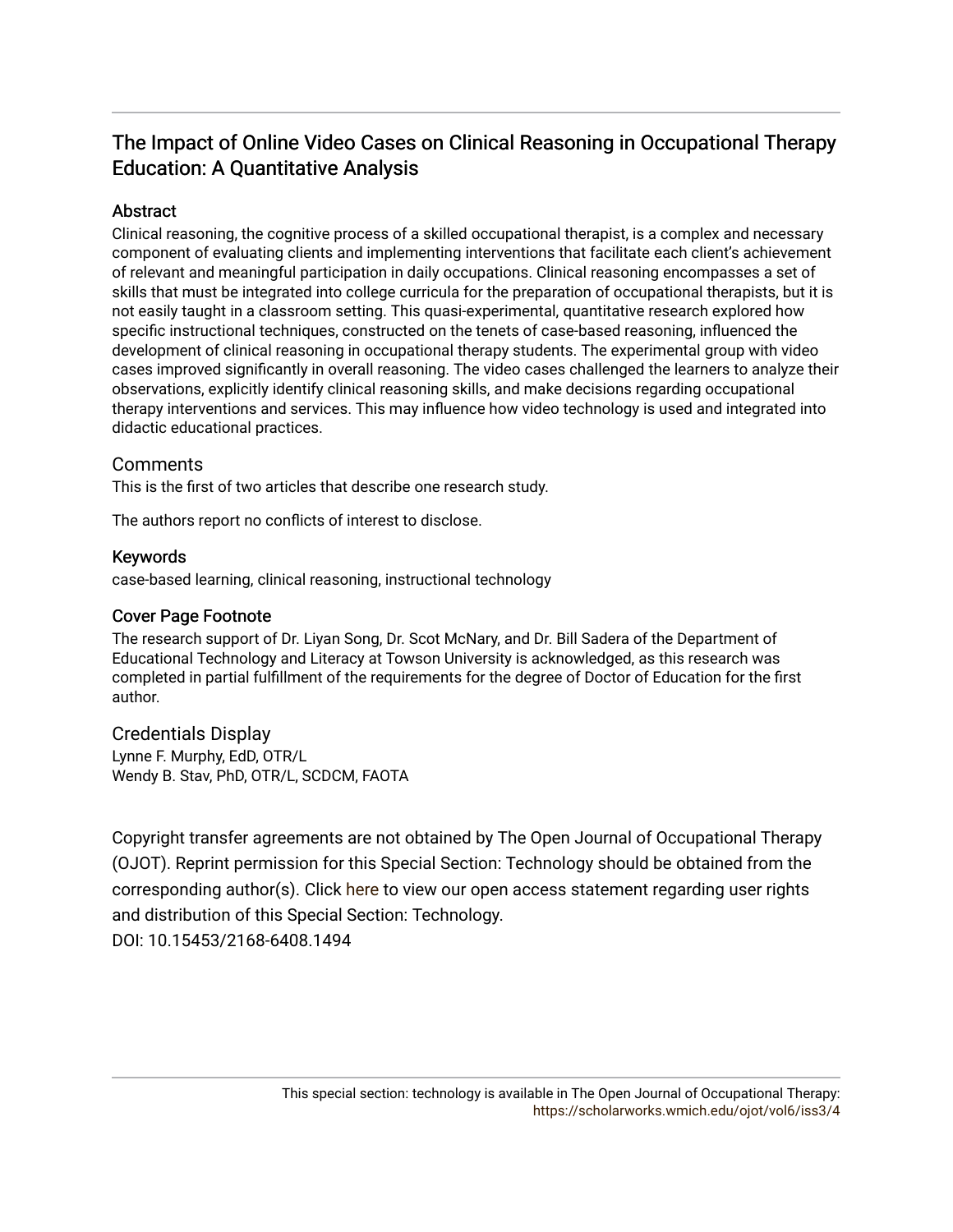# The Impact of Online Video Cases on Clinical Reasoning in Occupational Therapy Education: A Quantitative Analysis

## Abstract

Clinical reasoning, the cognitive process of a skilled occupational therapist, is a complex and necessary component of evaluating clients and implementing interventions that facilitate each client's achievement of relevant and meaningful participation in daily occupations. Clinical reasoning encompasses a set of skills that must be integrated into college curricula for the preparation of occupational therapists, but it is not easily taught in a classroom setting. This quasi-experimental, quantitative research explored how specific instructional techniques, constructed on the tenets of case-based reasoning, influenced the development of clinical reasoning in occupational therapy students. The experimental group with video cases improved significantly in overall reasoning. The video cases challenged the learners to analyze their observations, explicitly identify clinical reasoning skills, and make decisions regarding occupational therapy interventions and services. This may influence how video technology is used and integrated into didactic educational practices.

## Comments

This is the first of two articles that describe one research study.

The authors report no conflicts of interest to disclose.

## Keywords

case-based learning, clinical reasoning, instructional technology

## Cover Page Footnote

The research support of Dr. Liyan Song, Dr. Scot McNary, and Dr. Bill Sadera of the Department of Educational Technology and Literacy at Towson University is acknowledged, as this research was completed in partial fulfillment of the requirements for the degree of Doctor of Education for the first author.

## Credentials Display

Lynne F. Murphy, EdD, OTR/L
Wendy B. Stav, PhD, OTR/L, SCDCM, FAOTA

Copyright transfer agreements are not obtained by The Open Journal of Occupational Therapy (OJOT). Reprint permission for this Special Section: Technology should be obtained from the corresponding author(s). Click here to view our open access statement regarding user rights and distribution of this Special Section: Technology.

DOI: 10.15453/2168-6408.1494

This special section: technology is available in The Open Journal of Occupational Therapy: https://scholarworks.wmich.edu/ojot/vol6/iss3/4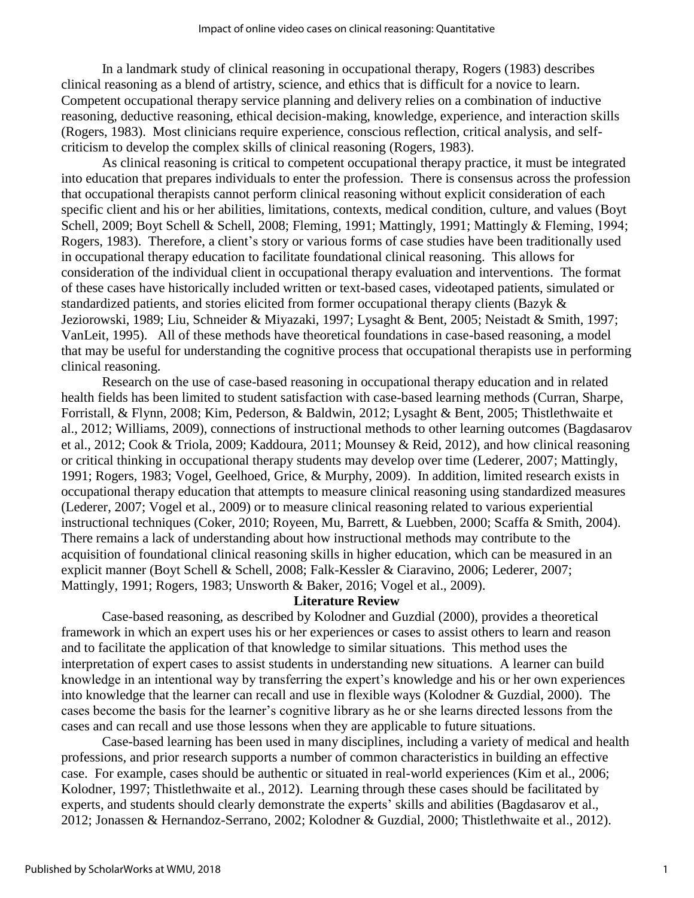In a landmark study of clinical reasoning in occupational therapy, Rogers (1983) describes clinical reasoning as a blend of artistry, science, and ethics that is difficult for a novice to learn. Competent occupational therapy service planning and delivery relies on a combination of inductive reasoning, deductive reasoning, ethical decision-making, knowledge, experience, and interaction skills (Rogers, 1983). Most clinicians require experience, conscious reflection, critical analysis, and self-criticism to develop the complex skills of clinical reasoning (Rogers, 1983).

As clinical reasoning is critical to competent occupational therapy practice, it must be integrated into education that prepares individuals to enter the profession. There is consensus across the profession that occupational therapists cannot perform clinical reasoning without explicit consideration of each specific client and his or her abilities, limitations, contexts, medical condition, culture, and values (Boyt Schell, 2009; Boyt Schell & Schell, 2008; Fleming, 1991; Mattingly, 1991; Mattingly & Fleming, 1994; Rogers, 1983). Therefore, a client's story or various forms of case studies have been traditionally used in occupational therapy education to facilitate foundational clinical reasoning. This allows for consideration of the individual client in occupational therapy evaluation and interventions. The format of these cases have historically included written or text-based cases, videotaped patients, simulated or standardized patients, and stories elicited from former occupational therapy clients (Bazyk & Jeziorowski, 1989; Liu, Schneider & Miyazaki, 1997; Lysaght & Bent, 2005; Neistadt & Smith, 1997; VanLeit, 1995). All of these methods have theoretical foundations in case-based reasoning, a model that may be useful for understanding the cognitive process that occupational therapists use in performing clinical reasoning.

Research on the use of case-based reasoning in occupational therapy education and in related health fields has been limited to student satisfaction with case-based learning methods (Curran, Sharpe, Forristall, & Flynn, 2008; Kim, Pederson, & Baldwin, 2012; Lysaght & Bent, 2005; Thistlethwaite et al., 2012; Williams, 2009), connections of instructional methods to other learning outcomes (Bagdasarov et al., 2012; Cook & Triola, 2009; Kaddoura, 2011; Mounsey & Reid, 2012), and how clinical reasoning or critical thinking in occupational therapy students may develop over time (Lederer, 2007; Mattingly, 1991; Rogers, 1983; Vogel, Geelhoed, Grice, & Murphy, 2009). In addition, limited research exists in occupational therapy education that attempts to measure clinical reasoning using standardized measures (Lederer, 2007; Vogel et al., 2009) or to measure clinical reasoning related to various experiential instructional techniques (Coker, 2010; Royeen, Mu, Barrett, & Luebben, 2000; Scaffa & Smith, 2004). There remains a lack of understanding about how instructional methods may contribute to the acquisition of foundational clinical reasoning skills in higher education, which can be measured in an explicit manner (Boyt Schell & Schell, 2008; Falk-Kessler & Ciaravino, 2006; Lederer, 2007; Mattingly, 1991; Rogers, 1983; Unsworth & Baker, 2016; Vogel et al., 2009).

## Literature Review

Case-based reasoning, as described by Kolodner and Guzdial (2000), provides a theoretical framework in which an expert uses his or her experiences or cases to assist others to learn and reason and to facilitate the application of that knowledge to similar situations. This method uses the interpretation of expert cases to assist students in understanding new situations. A learner can build knowledge in an intentional way by transferring the expert's knowledge and his or her own experiences into knowledge that the learner can recall and use in flexible ways (Kolodner & Guzdial, 2000). The cases become the basis for the learner's cognitive library as he or she learns directed lessons from the cases and can recall and use those lessons when they are applicable to future situations.

Case-based learning has been used in many disciplines, including a variety of medical and health professions, and prior research supports a number of common characteristics in building an effective case. For example, cases should be authentic or situated in real-world experiences (Kim et al., 2006; Kolodner, 1997; Thistlethwaite et al., 2012). Learning through these cases should be facilitated by experts, and students should clearly demonstrate the experts' skills and abilities (Bagdasarov et al., 2012; Jonassen & Hernandoz-Serrano, 2002; Kolodner & Guzdial, 2000; Thistlethwaite et al., 2012).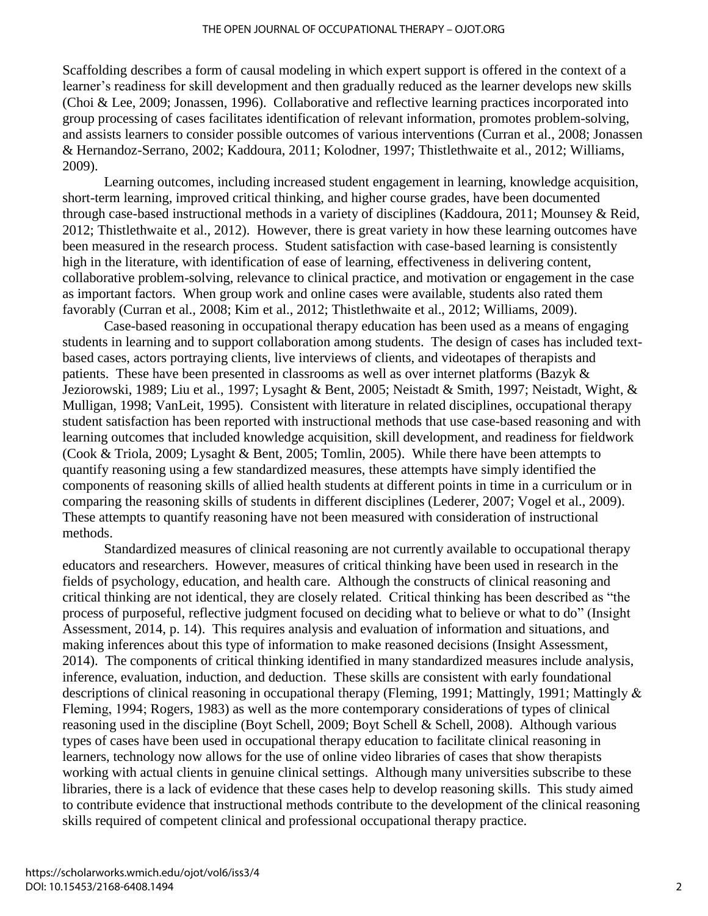Scaffolding describes a form of causal modeling in which expert support is offered in the context of a learner's readiness for skill development and then gradually reduced as the learner develops new skills (Choi & Lee, 2009; Jonassen, 1996). Collaborative and reflective learning practices incorporated into group processing of cases facilitates identification of relevant information, promotes problem-solving, and assists learners to consider possible outcomes of various interventions (Curran et al., 2008; Jonassen & Hernandoz-Serrano, 2002; Kaddoura, 2011; Kolodner, 1997; Thistlethwaite et al., 2012; Williams, 2009).

Learning outcomes, including increased student engagement in learning, knowledge acquisition, short-term learning, improved critical thinking, and higher course grades, have been documented through case-based instructional methods in a variety of disciplines (Kaddoura, 2011; Mounsey & Reid, 2012; Thistlethwaite et al., 2012). However, there is great variety in how these learning outcomes have been measured in the research process. Student satisfaction with case-based learning is consistently high in the literature, with identification of ease of learning, effectiveness in delivering content, collaborative problem-solving, relevance to clinical practice, and motivation or engagement in the case as important factors. When group work and online cases were available, students also rated them favorably (Curran et al., 2008; Kim et al., 2012; Thistlethwaite et al., 2012; Williams, 2009).

Case-based reasoning in occupational therapy education has been used as a means of engaging students in learning and to support collaboration among students. The design of cases has included text-based cases, actors portraying clients, live interviews of clients, and videotapes of therapists and patients. These have been presented in classrooms as well as over internet platforms (Bazyk & Jeziorowski, 1989; Liu et al., 1997; Lysaght & Bent, 2005; Neistadt & Smith, 1997; Neistadt, Wight, & Mulligan, 1998; VanLeit, 1995). Consistent with literature in related disciplines, occupational therapy student satisfaction has been reported with instructional methods that use case-based reasoning and with learning outcomes that included knowledge acquisition, skill development, and readiness for fieldwork (Cook & Triola, 2009; Lysaght & Bent, 2005; Tomlin, 2005). While there have been attempts to quantify reasoning using a few standardized measures, these attempts have simply identified the components of reasoning skills of allied health students at different points in time in a curriculum or in comparing the reasoning skills of students in different disciplines (Lederer, 2007; Vogel et al., 2009). These attempts to quantify reasoning have not been measured with consideration of instructional methods.

Standardized measures of clinical reasoning are not currently available to occupational therapy educators and researchers. However, measures of critical thinking have been used in research in the fields of psychology, education, and health care. Although the constructs of clinical reasoning and critical thinking are not identical, they are closely related. Critical thinking has been described as "the process of purposeful, reflective judgment focused on deciding what to believe or what to do" (Insight Assessment, 2014, p. 14). This requires analysis and evaluation of information and situations, and making inferences about this type of information to make reasoned decisions (Insight Assessment, 2014). The components of critical thinking identified in many standardized measures include analysis, inference, evaluation, induction, and deduction. These skills are consistent with early foundational descriptions of clinical reasoning in occupational therapy (Fleming, 1991; Mattingly, 1991; Mattingly & Fleming, 1994; Rogers, 1983) as well as the more contemporary considerations of types of clinical reasoning used in the discipline (Boyt Schell, 2009; Boyt Schell & Schell, 2008). Although various types of cases have been used in occupational therapy education to facilitate clinical reasoning in learners, technology now allows for the use of online video libraries of cases that show therapists working with actual clients in genuine clinical settings. Although many universities subscribe to these libraries, there is a lack of evidence that these cases help to develop reasoning skills. This study aimed to contribute evidence that instructional methods contribute to the development of the clinical reasoning skills required of competent clinical and professional occupational therapy practice.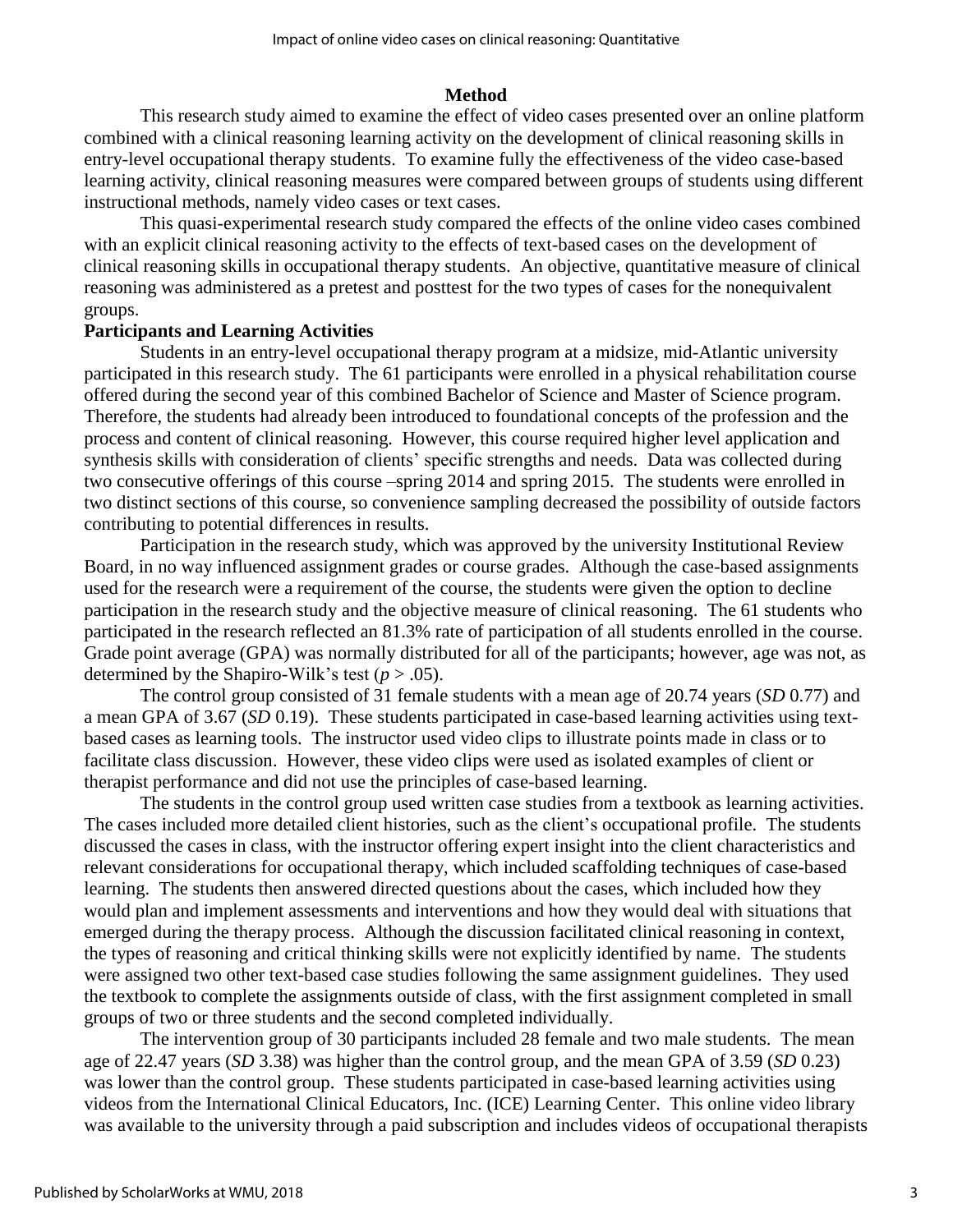## Method

This research study aimed to examine the effect of video cases presented over an online platform combined with a clinical reasoning learning activity on the development of clinical reasoning skills in entry-level occupational therapy students. To examine fully the effectiveness of the video case-based learning activity, clinical reasoning measures were compared between groups of students using different instructional methods, namely video cases or text cases.

This quasi-experimental research study compared the effects of the online video cases combined with an explicit clinical reasoning activity to the effects of text-based cases on the development of clinical reasoning skills in occupational therapy students. An objective, quantitative measure of clinical reasoning was administered as a pretest and posttest for the two types of cases for the nonequivalent groups.

### Participants and Learning Activities

Students in an entry-level occupational therapy program at a midsize, mid-Atlantic university participated in this research study. The 61 participants were enrolled in a physical rehabilitation course offered during the second year of this combined Bachelor of Science and Master of Science program. Therefore, the students had already been introduced to foundational concepts of the profession and the process and content of clinical reasoning. However, this course required higher level application and synthesis skills with consideration of clients' specific strengths and needs. Data was collected during two consecutive offerings of this course –spring 2014 and spring 2015. The students were enrolled in two distinct sections of this course, so convenience sampling decreased the possibility of outside factors contributing to potential differences in results.

Participation in the research study, which was approved by the university Institutional Review Board, in no way influenced assignment grades or course grades. Although the case-based assignments used for the research were a requirement of the course, the students were given the option to decline participation in the research study and the objective measure of clinical reasoning. The 61 students who participated in the research reflected an 81.3% rate of participation of all students enrolled in the course. Grade point average (GPA) was normally distributed for all of the participants; however, age was not, as determined by the Shapiro-Wilk's test ($p > .05$).

The control group consisted of 31 female students with a mean age of 20.74 years (*SD* 0.77) and a mean GPA of 3.67 (*SD* 0.19). These students participated in case-based learning activities using text-based cases as learning tools. The instructor used video clips to illustrate points made in class or to facilitate class discussion. However, these video clips were used as isolated examples of client or therapist performance and did not use the principles of case-based learning.

The students in the control group used written case studies from a textbook as learning activities. The cases included more detailed client histories, such as the client's occupational profile. The students discussed the cases in class, with the instructor offering expert insight into the client characteristics and relevant considerations for occupational therapy, which included scaffolding techniques of case-based learning. The students then answered directed questions about the cases, which included how they would plan and implement assessments and interventions and how they would deal with situations that emerged during the therapy process. Although the discussion facilitated clinical reasoning in context, the types of reasoning and critical thinking skills were not explicitly identified by name. The students were assigned two other text-based case studies following the same assignment guidelines. They used the textbook to complete the assignments outside of class, with the first assignment completed in small groups of two or three students and the second completed individually.

The intervention group of 30 participants included 28 female and two male students. The mean age of 22.47 years (*SD* 3.38) was higher than the control group, and the mean GPA of 3.59 (*SD* 0.23) was lower than the control group. These students participated in case-based learning activities using videos from the International Clinical Educators, Inc. (ICE) Learning Center. This online video library was available to the university through a paid subscription and includes videos of occupational therapists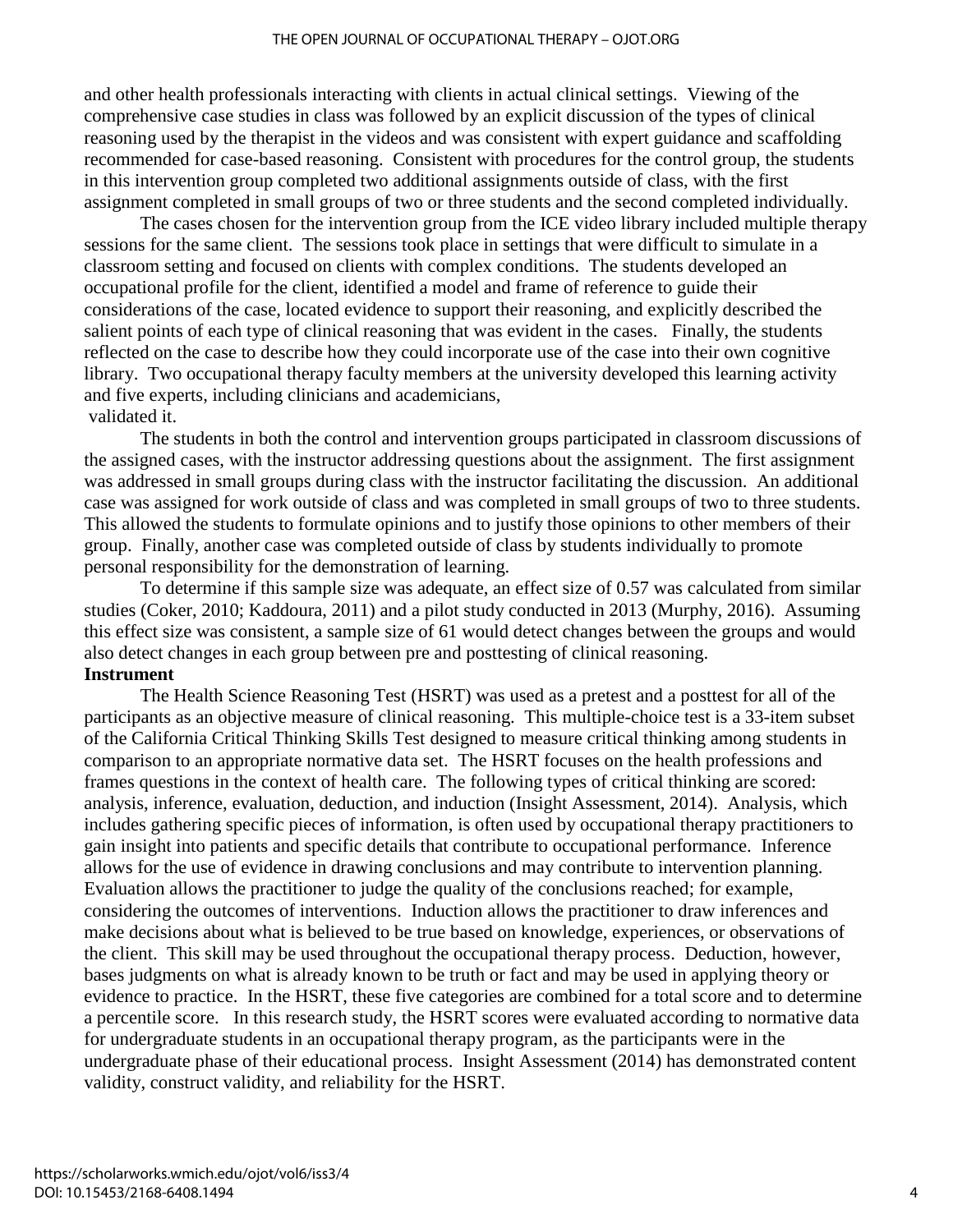and other health professionals interacting with clients in actual clinical settings. Viewing of the comprehensive case studies in class was followed by an explicit discussion of the types of clinical reasoning used by the therapist in the videos and was consistent with expert guidance and scaffolding recommended for case-based reasoning. Consistent with procedures for the control group, the students in this intervention group completed two additional assignments outside of class, with the first assignment completed in small groups of two or three students and the second completed individually.

The cases chosen for the intervention group from the ICE video library included multiple therapy sessions for the same client. The sessions took place in settings that were difficult to simulate in a classroom setting and focused on clients with complex conditions. The students developed an occupational profile for the client, identified a model and frame of reference to guide their considerations of the case, located evidence to support their reasoning, and explicitly described the salient points of each type of clinical reasoning that was evident in the cases. Finally, the students reflected on the case to describe how they could incorporate use of the case into their own cognitive library. Two occupational therapy faculty members at the university developed this learning activity and five experts, including clinicians and academicians, validated it.

The students in both the control and intervention groups participated in classroom discussions of the assigned cases, with the instructor addressing questions about the assignment. The first assignment was addressed in small groups during class with the instructor facilitating the discussion. An additional case was assigned for work outside of class and was completed in small groups of two to three students. This allowed the students to formulate opinions and to justify those opinions to other members of their group. Finally, another case was completed outside of class by students individually to promote personal responsibility for the demonstration of learning.

To determine if this sample size was adequate, an effect size of 0.57 was calculated from similar studies (Coker, 2010; Kaddoura, 2011) and a pilot study conducted in 2013 (Murphy, 2016). Assuming this effect size was consistent, a sample size of 61 would detect changes between the groups and would also detect changes in each group between pre and posttesting of clinical reasoning.

**Instrument**

The Health Science Reasoning Test (HSRT) was used as a pretest and a posttest for all of the participants as an objective measure of clinical reasoning. This multiple-choice test is a 33-item subset of the California Critical Thinking Skills Test designed to measure critical thinking among students in comparison to an appropriate normative data set. The HSRT focuses on the health professions and frames questions in the context of health care. The following types of critical thinking are scored: analysis, inference, evaluation, deduction, and induction (Insight Assessment, 2014). Analysis, which includes gathering specific pieces of information, is often used by occupational therapy practitioners to gain insight into patients and specific details that contribute to occupational performance. Inference allows for the use of evidence in drawing conclusions and may contribute to intervention planning. Evaluation allows the practitioner to judge the quality of the conclusions reached; for example, considering the outcomes of interventions. Induction allows the practitioner to draw inferences and make decisions about what is believed to be true based on knowledge, experiences, or observations of the client. This skill may be used throughout the occupational therapy process. Deduction, however, bases judgments on what is already known to be truth or fact and may be used in applying theory or evidence to practice. In the HSRT, these five categories are combined for a total score and to determine a percentile score. In this research study, the HSRT scores were evaluated according to normative data for undergraduate students in an occupational therapy program, as the participants were in the undergraduate phase of their educational process. Insight Assessment (2014) has demonstrated content validity, construct validity, and reliability for the HSRT.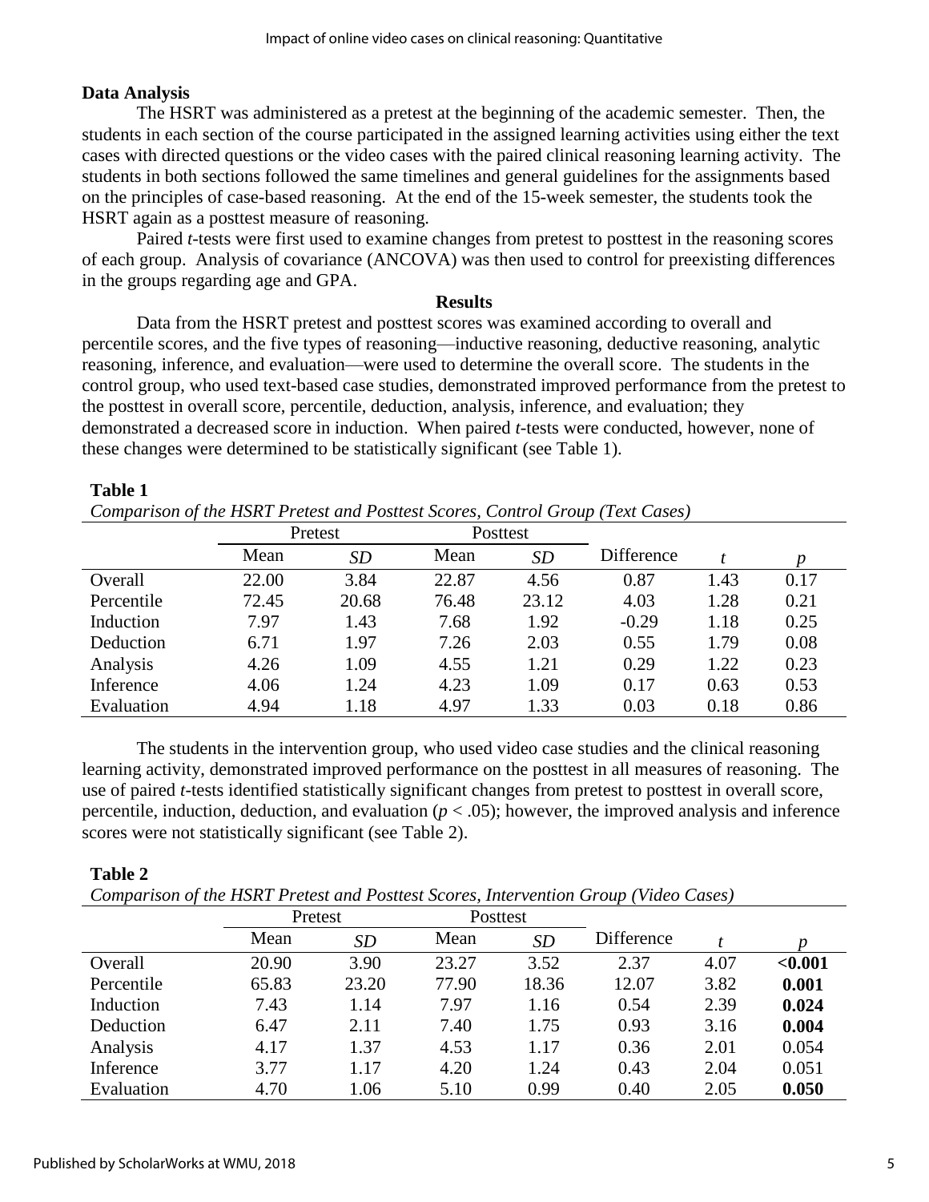**Data Analysis**

The HSRT was administered as a pretest at the beginning of the academic semester. Then, the students in each section of the course participated in the assigned learning activities using either the text cases with directed questions or the video cases with the paired clinical reasoning learning activity. The students in both sections followed the same timelines and general guidelines for the assignments based on the principles of case-based reasoning. At the end of the 15-week semester, the students took the HSRT again as a posttest measure of reasoning.

Paired *t*-tests were first used to examine changes from pretest to posttest in the reasoning scores of each group. Analysis of covariance (ANCOVA) was then used to control for preexisting differences in the groups regarding age and GPA.

## Results

Data from the HSRT pretest and posttest scores was examined according to overall and percentile scores, and the five types of reasoning—inductive reasoning, deductive reasoning, analytic reasoning, inference, and evaluation—were used to determine the overall score. The students in the control group, who used text-based case studies, demonstrated improved performance from the pretest to the posttest in overall score, percentile, deduction, analysis, inference, and evaluation; they demonstrated a decreased score in induction. When paired *t*-tests were conducted, however, none of these changes were determined to be statistically significant (see Table 1).

**Table 1**

*Comparison of the HSRT Pretest and Posttest Scores, Control Group (Text Cases)*

| | Pretest | | Posttest | | | | |
|---|---|---|---|---|---|---|---|
| | Mean | *SD* | Mean | *SD* | Difference | *t* | *p* |
| Overall | 22.00 | 3.84 | 22.87 | 4.56 | 0.87 | 1.43 | 0.17 |
| Percentile | 72.45 | 20.68 | 76.48 | 23.12 | 4.03 | 1.28 | 0.21 |
| Induction | 7.97 | 1.43 | 7.68 | 1.92 | -0.29 | 1.18 | 0.25 |
| Deduction | 6.71 | 1.97 | 7.26 | 2.03 | 0.55 | 1.79 | 0.08 |
| Analysis | 4.26 | 1.09 | 4.55 | 1.21 | 0.29 | 1.22 | 0.23 |
| Inference | 4.06 | 1.24 | 4.23 | 1.09 | 0.17 | 0.63 | 0.53 |
| Evaluation | 4.94 | 1.18 | 4.97 | 1.33 | 0.03 | 0.18 | 0.86 |

The students in the intervention group, who used video case studies and the clinical reasoning learning activity, demonstrated improved performance on the posttest in all measures of reasoning. The use of paired *t*-tests identified statistically significant changes from pretest to posttest in overall score, percentile, induction, deduction, and evaluation ($p < .05$); however, the improved analysis and inference scores were not statistically significant (see Table 2).

**Table 2**

*Comparison of the HSRT Pretest and Posttest Scores, Intervention Group (Video Cases)*

| | Pretest | | Posttest | | | | |
|---|---|---|---|---|---|---|---|
| | Mean | *SD* | Mean | *SD* | Difference | *t* | *p* |
| Overall | 20.90 | 3.90 | 23.27 | 3.52 | 2.37 | 4.07 | **<0.001** |
| Percentile | 65.83 | 23.20 | 77.90 | 18.36 | 12.07 | 3.82 | **0.001** |
| Induction | 7.43 | 1.14 | 7.97 | 1.16 | 0.54 | 2.39 | **0.024** |
| Deduction | 6.47 | 2.11 | 7.40 | 1.75 | 0.93 | 3.16 | **0.004** |
| Analysis | 4.17 | 1.37 | 4.53 | 1.17 | 0.36 | 2.01 | 0.054 |
| Inference | 3.77 | 1.17 | 4.20 | 1.24 | 0.43 | 2.04 | 0.051 |
| Evaluation | 4.70 | 1.06 | 5.10 | 0.99 | 0.40 | 2.05 | **0.050** |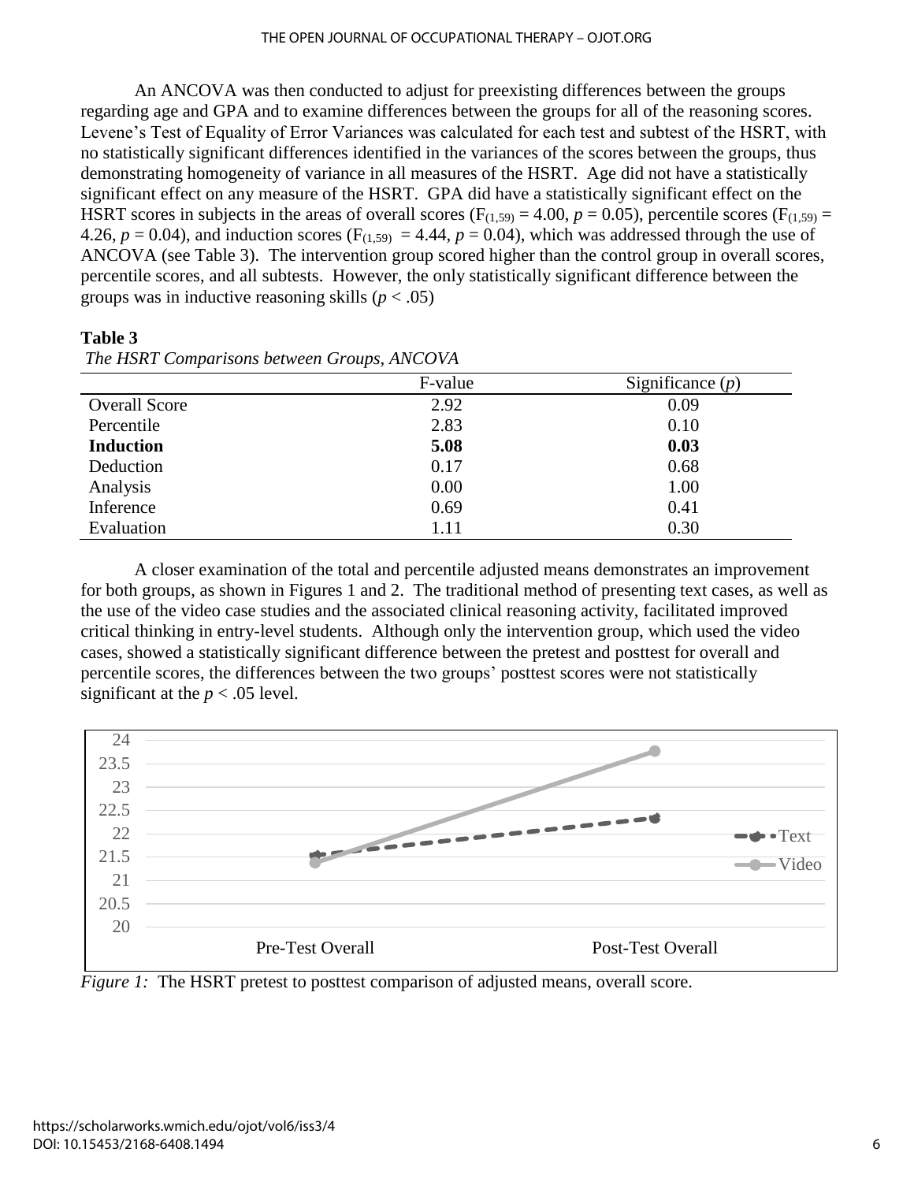An ANCOVA was then conducted to adjust for preexisting differences between the groups regarding age and GPA and to examine differences between the groups for all of the reasoning scores. Levene's Test of Equality of Error Variances was calculated for each test and subtest of the HSRT, with no statistically significant differences identified in the variances of the scores between the groups, thus demonstrating homogeneity of variance in all measures of the HSRT. Age did not have a statistically significant effect on any measure of the HSRT. GPA did have a statistically significant effect on the HSRT scores in subjects in the areas of overall scores ($F_{(1,59)} = 4.00$, $p = 0.05$), percentile scores ($F_{(1,59)} = 4.26$, $p = 0.04$), and induction scores ($F_{(1,59)} = 4.44$, $p = 0.04$), which was addressed through the use of ANCOVA (see Table 3). The intervention group scored higher than the control group in overall scores, percentile scores, and all subtests. However, the only statistically significant difference between the groups was in inductive reasoning skills ($p < .05$)

**Table 3**

*The HSRT Comparisons between Groups, ANCOVA*

| | F-value | Significance ($p$) |
|---|---|---|
| Overall Score | 2.92 | 0.09 |
| Percentile | 2.83 | 0.10 |
| **Induction** | **5.08** | **0.03** |
| Deduction | 0.17 | 0.68 |
| Analysis | 0.00 | 1.00 |
| Inference | 0.69 | 0.41 |
| Evaluation | 1.11 | 0.30 |

A closer examination of the total and percentile adjusted means demonstrates an improvement for both groups, as shown in Figures 1 and 2. The traditional method of presenting text cases, as well as the use of the video case studies and the associated clinical reasoning activity, facilitated improved critical thinking in entry-level students. Although only the intervention group, which used the video cases, showed a statistically significant difference between the pretest and posttest for overall and percentile scores, the differences between the two groups' posttest scores were not statistically significant at the $p < .05$ level.

*Figure 1:* The HSRT pretest to posttest comparison of adjusted means, overall score.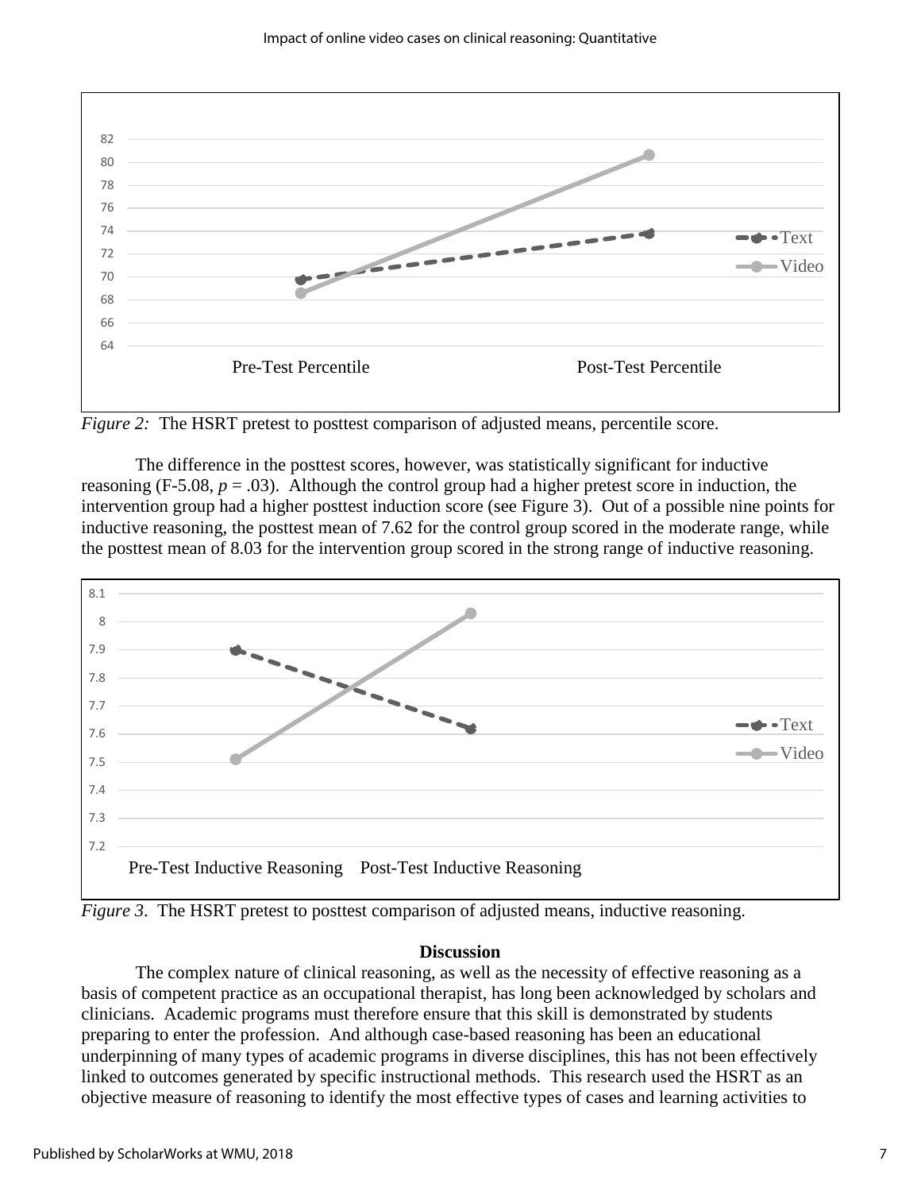*Figure 2:* The HSRT pretest to posttest comparison of adjusted means, percentile score.

The difference in the posttest scores, however, was statistically significant for inductive reasoning (F-5.08, $p$ = .03). Although the control group had a higher pretest score in induction, the intervention group had a higher posttest induction score (see Figure 3). Out of a possible nine points for inductive reasoning, the posttest mean of 7.62 for the control group scored in the moderate range, while the posttest mean of 8.03 for the intervention group scored in the strong range of inductive reasoning.

*Figure 3*. The HSRT pretest to posttest comparison of adjusted means, inductive reasoning.

## Discussion

The complex nature of clinical reasoning, as well as the necessity of effective reasoning as a basis of competent practice as an occupational therapist, has long been acknowledged by scholars and clinicians. Academic programs must therefore ensure that this skill is demonstrated by students preparing to enter the profession. And although case-based reasoning has been an educational underpinning of many types of academic programs in diverse disciplines, this has not been effectively linked to outcomes generated by specific instructional methods. This research used the HSRT as an objective measure of reasoning to identify the most effective types of cases and learning activities to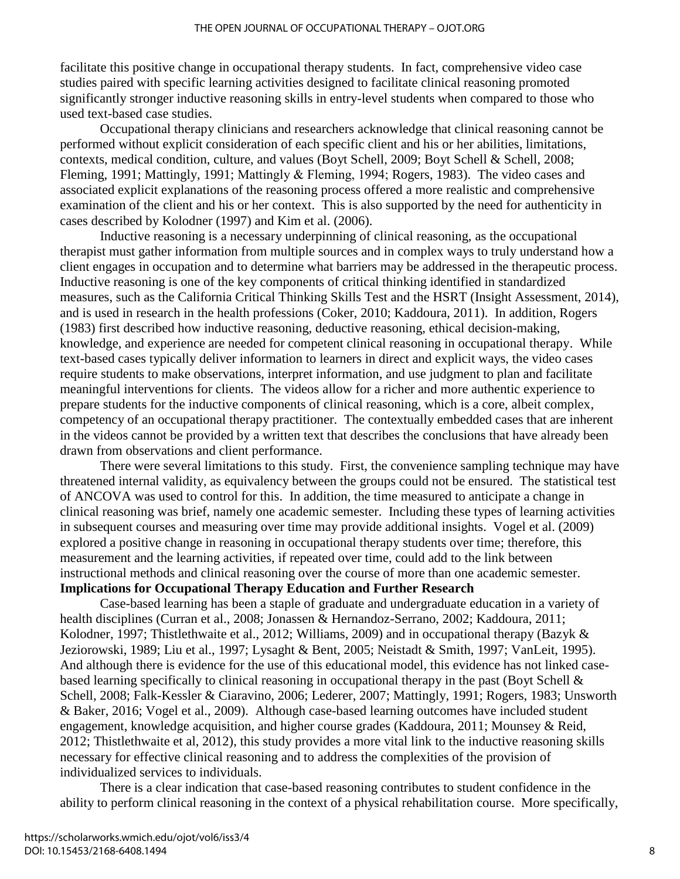facilitate this positive change in occupational therapy students. In fact, comprehensive video case studies paired with specific learning activities designed to facilitate clinical reasoning promoted significantly stronger inductive reasoning skills in entry-level students when compared to those who used text-based case studies.

Occupational therapy clinicians and researchers acknowledge that clinical reasoning cannot be performed without explicit consideration of each specific client and his or her abilities, limitations, contexts, medical condition, culture, and values (Boyt Schell, 2009; Boyt Schell & Schell, 2008; Fleming, 1991; Mattingly, 1991; Mattingly & Fleming, 1994; Rogers, 1983). The video cases and associated explicit explanations of the reasoning process offered a more realistic and comprehensive examination of the client and his or her context. This is also supported by the need for authenticity in cases described by Kolodner (1997) and Kim et al. (2006).

Inductive reasoning is a necessary underpinning of clinical reasoning, as the occupational therapist must gather information from multiple sources and in complex ways to truly understand how a client engages in occupation and to determine what barriers may be addressed in the therapeutic process. Inductive reasoning is one of the key components of critical thinking identified in standardized measures, such as the California Critical Thinking Skills Test and the HSRT (Insight Assessment, 2014), and is used in research in the health professions (Coker, 2010; Kaddoura, 2011). In addition, Rogers (1983) first described how inductive reasoning, deductive reasoning, ethical decision-making, knowledge, and experience are needed for competent clinical reasoning in occupational therapy. While text-based cases typically deliver information to learners in direct and explicit ways, the video cases require students to make observations, interpret information, and use judgment to plan and facilitate meaningful interventions for clients. The videos allow for a richer and more authentic experience to prepare students for the inductive components of clinical reasoning, which is a core, albeit complex, competency of an occupational therapy practitioner. The contextually embedded cases that are inherent in the videos cannot be provided by a written text that describes the conclusions that have already been drawn from observations and client performance.

There were several limitations to this study. First, the convenience sampling technique may have threatened internal validity, as equivalency between the groups could not be ensured. The statistical test of ANCOVA was used to control for this. In addition, the time measured to anticipate a change in clinical reasoning was brief, namely one academic semester. Including these types of learning activities in subsequent courses and measuring over time may provide additional insights. Vogel et al. (2009) explored a positive change in reasoning in occupational therapy students over time; therefore, this measurement and the learning activities, if repeated over time, could add to the link between instructional methods and clinical reasoning over the course of more than one academic semester.

**Implications for Occupational Therapy Education and Further Research**

Case-based learning has been a staple of graduate and undergraduate education in a variety of health disciplines (Curran et al., 2008; Jonassen & Hernandoz-Serrano, 2002; Kaddoura, 2011; Kolodner, 1997; Thistlethwaite et al., 2012; Williams, 2009) and in occupational therapy (Bazyk & Jeziorowski, 1989; Liu et al., 1997; Lysaght & Bent, 2005; Neistadt & Smith, 1997; VanLeit, 1995). And although there is evidence for the use of this educational model, this evidence has not linked case-based learning specifically to clinical reasoning in occupational therapy in the past (Boyt Schell & Schell, 2008; Falk-Kessler & Ciaravino, 2006; Lederer, 2007; Mattingly, 1991; Rogers, 1983; Unsworth & Baker, 2016; Vogel et al., 2009). Although case-based learning outcomes have included student engagement, knowledge acquisition, and higher course grades (Kaddoura, 2011; Mounsey & Reid, 2012; Thistlethwaite et al, 2012), this study provides a more vital link to the inductive reasoning skills necessary for effective clinical reasoning and to address the complexities of the provision of individualized services to individuals.

There is a clear indication that case-based reasoning contributes to student confidence in the ability to perform clinical reasoning in the context of a physical rehabilitation course. More specifically,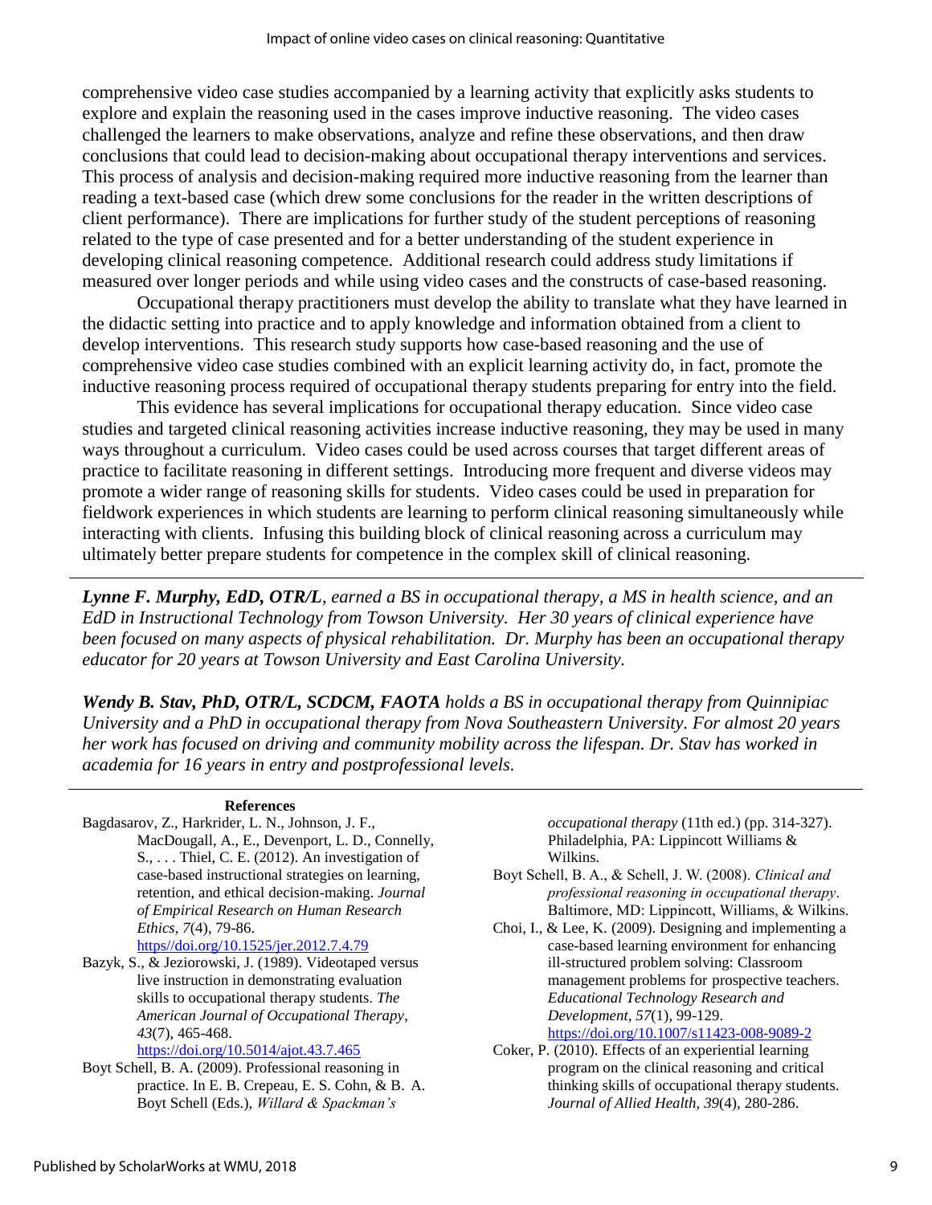comprehensive video case studies accompanied by a learning activity that explicitly asks students to explore and explain the reasoning used in the cases improve inductive reasoning. The video cases challenged the learners to make observations, analyze and refine these observations, and then draw conclusions that could lead to decision-making about occupational therapy interventions and services. This process of analysis and decision-making required more inductive reasoning from the learner than reading a text-based case (which drew some conclusions for the reader in the written descriptions of client performance). There are implications for further study of the student perceptions of reasoning related to the type of case presented and for a better understanding of the student experience in developing clinical reasoning competence. Additional research could address study limitations if measured over longer periods and while using video cases and the constructs of case-based reasoning.

Occupational therapy practitioners must develop the ability to translate what they have learned in the didactic setting into practice and to apply knowledge and information obtained from a client to develop interventions. This research study supports how case-based reasoning and the use of comprehensive video case studies combined with an explicit learning activity do, in fact, promote the inductive reasoning process required of occupational therapy students preparing for entry into the field.

This evidence has several implications for occupational therapy education. Since video case studies and targeted clinical reasoning activities increase inductive reasoning, they may be used in many ways throughout a curriculum. Video cases could be used across courses that target different areas of practice to facilitate reasoning in different settings. Introducing more frequent and diverse videos may promote a wider range of reasoning skills for students. Video cases could be used in preparation for fieldwork experiences in which students are learning to perform clinical reasoning simultaneously while interacting with clients. Infusing this building block of clinical reasoning across a curriculum may ultimately better prepare students for competence in the complex skill of clinical reasoning.

---

***Lynne F. Murphy, EdD, OTR/L**, earned a BS in occupational therapy, a MS in health science, and an EdD in Instructional Technology from Towson University. Her 30 years of clinical experience have been focused on many aspects of physical rehabilitation. Dr. Murphy has been an occupational therapy educator for 20 years at Towson University and East Carolina University.*

***Wendy B. Stav, PhD, OTR/L, SCDCM, FAOTA** holds a BS in occupational therapy from Quinnipiac University and a PhD in occupational therapy from Nova Southeastern University. For almost 20 years her work has focused on driving and community mobility across the lifespan. Dr. Stav has worked in academia for 16 years in entry and postprofessional levels.*

---

## References

Bagdasarov, Z., Harkrider, L. N., Johnson, J. F., MacDougall, A., E., Devenport, L. D., Connelly, S., . . . Thiel, C. E. (2012). An investigation of case-based instructional strategies on learning, retention, and ethical decision-making. *Journal of Empirical Research on Human Research Ethics*, *7*(4), 79-86. https//doi.org/10.1525/jer.2012.7.4.79

Bazyk, S., & Jeziorowski, J. (1989). Videotaped versus live instruction in demonstrating evaluation skills to occupational therapy students. *The American Journal of Occupational Therapy*, *43*(7), 465-468. https://doi.org/10.5014/ajot.43.7.465

Boyt Schell, B. A. (2009). Professional reasoning in practice. In E. B. Crepeau, E. S. Cohn, & B. A. Boyt Schell (Eds.), *Willard & Spackman's occupational therapy* (11th ed.) (pp. 314-327). Philadelphia, PA: Lippincott Williams & Wilkins.

Boyt Schell, B. A., & Schell, J. W. (2008). *Clinical and professional reasoning in occupational therapy*. Baltimore, MD: Lippincott, Williams, & Wilkins.

Choi, I., & Lee, K. (2009). Designing and implementing a case-based learning environment for enhancing ill-structured problem solving: Classroom management problems for prospective teachers. *Educational Technology Research and Development*, *57*(1), 99-129. https://doi.org/10.1007/s11423-008-9089-2

Coker, P. (2010). Effects of an experiential learning program on the clinical reasoning and critical thinking skills of occupational therapy students. *Journal of Allied Health*, *39*(4), 280-286.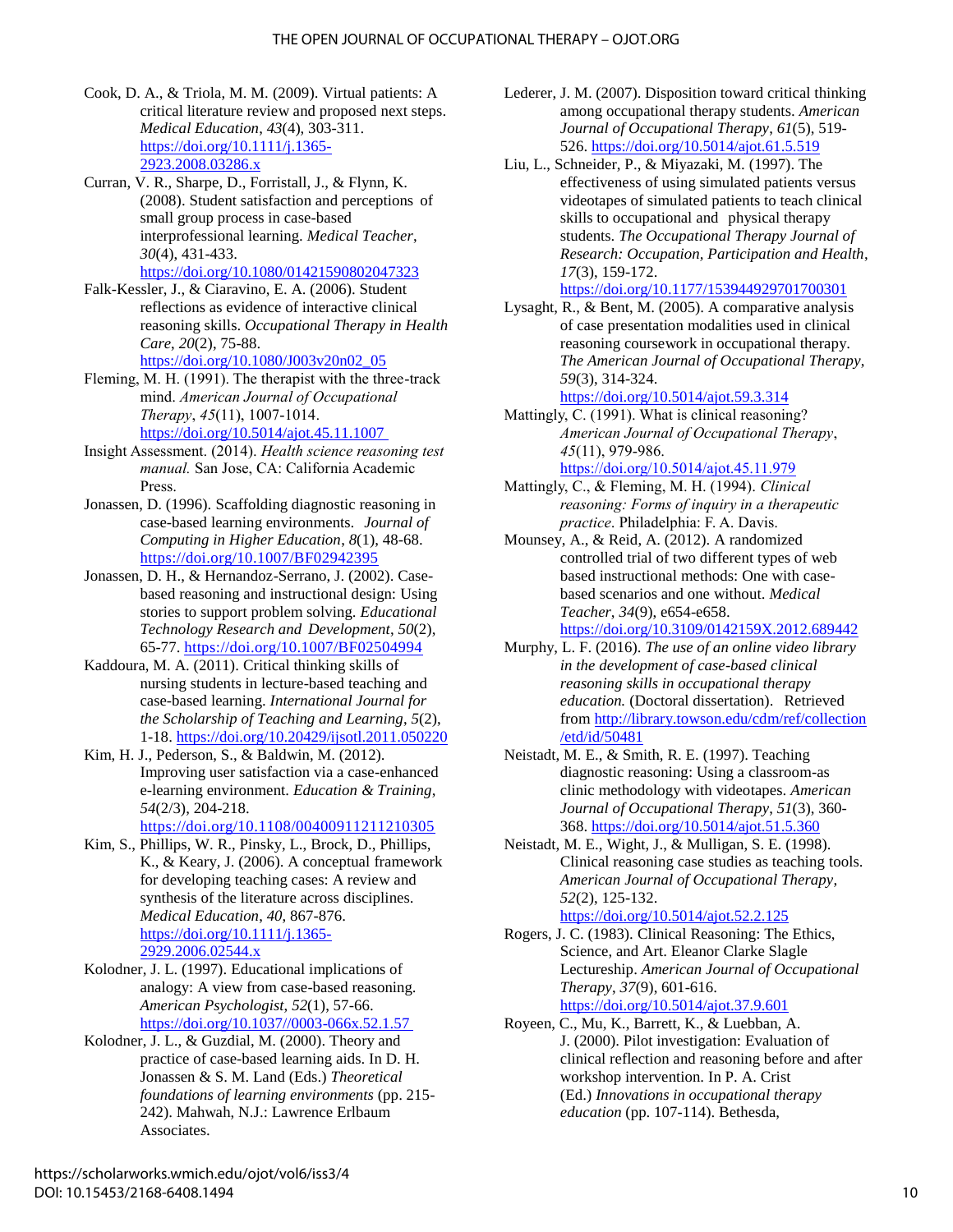Cook, D. A., & Triola, M. M. (2009). Virtual patients: A critical literature review and proposed next steps. *Medical Education*, *43*(4), 303-311. https://doi.org/10.1111/j.1365-2923.2008.03286.x

Curran, V. R., Sharpe, D., Forristall, J., & Flynn, K. (2008). Student satisfaction and perceptions of small group process in case-based interprofessional learning. *Medical Teacher*, *30*(4), 431-433. https://doi.org/10.1080/01421590802047323

Falk-Kessler, J., & Ciaravino, E. A. (2006). Student reflections as evidence of interactive clinical reasoning skills. *Occupational Therapy in Health Care*, *20*(2), 75-88. https://doi.org/10.1080/J003v20n02_05

Fleming, M. H. (1991). The therapist with the three-track mind. *American Journal of Occupational Therapy*, *45*(11), 1007-1014. https://doi.org/10.5014/ajot.45.11.1007

Insight Assessment. (2014). *Health science reasoning test manual.* San Jose, CA: California Academic Press.

Jonassen, D. (1996). Scaffolding diagnostic reasoning in case-based learning environments. *Journal of Computing in Higher Education*, *8*(1), 48-68. https://doi.org/10.1007/BF02942395

Jonassen, D. H., & Hernandoz-Serrano, J. (2002). Case-based reasoning and instructional design: Using stories to support problem solving. *Educational Technology Research and Development*, *50*(2), 65-77. https://doi.org/10.1007/BF02504994

Kaddoura, M. A. (2011). Critical thinking skills of nursing students in lecture-based teaching and case-based learning. *International Journal for the Scholarship of Teaching and Learning*, *5*(2), 1-18. https://doi.org/10.20429/ijsotl.2011.050220

Kim, H. J., Pederson, S., & Baldwin, M. (2012). Improving user satisfaction via a case-enhanced e-learning environment. *Education & Training*, *54*(2/3), 204-218. https://doi.org/10.1108/00400911211210305

Kim, S., Phillips, W. R., Pinsky, L., Brock, D., Phillips, K., & Keary, J. (2006). A conceptual framework for developing teaching cases: A review and synthesis of the literature across disciplines. *Medical Education*, *40*, 867-876. https://doi.org/10.1111/j.1365-2929.2006.02544.x

Kolodner, J. L. (1997). Educational implications of analogy: A view from case-based reasoning. *American Psychologist*, *52*(1), 57-66. https://doi.org/10.1037//0003-066x.52.1.57

Kolodner, J. L., & Guzdial, M. (2000). Theory and practice of case-based learning aids. In D. H. Jonassen & S. M. Land (Eds.) *Theoretical foundations of learning environments* (pp. 215-242). Mahwah, N.J.: Lawrence Erlbaum Associates.

Lederer, J. M. (2007). Disposition toward critical thinking among occupational therapy students. *American Journal of Occupational Therapy*, *61*(5), 519-526. https://doi.org/10.5014/ajot.61.5.519

Liu, L., Schneider, P., & Miyazaki, M. (1997). The effectiveness of using simulated patients versus videotapes of simulated patients to teach clinical skills to occupational and physical therapy students. *The Occupational Therapy Journal of Research: Occupation, Participation and Health*, *17*(3), 159-172. https://doi.org/10.1177/153944929701700301

Lysaght, R., & Bent, M. (2005). A comparative analysis of case presentation modalities used in clinical reasoning coursework in occupational therapy. *The American Journal of Occupational Therapy*, *59*(3), 314-324. https://doi.org/10.5014/ajot.59.3.314

Mattingly, C. (1991). What is clinical reasoning? *American Journal of Occupational Therapy*, *45*(11), 979-986. https://doi.org/10.5014/ajot.45.11.979

Mattingly, C., & Fleming, M. H. (1994). *Clinical reasoning: Forms of inquiry in a therapeutic practice*. Philadelphia: F. A. Davis.

Mounsey, A., & Reid, A. (2012). A randomized controlled trial of two different types of web based instructional methods: One with case-based scenarios and one without. *Medical Teacher*, *34*(9), e654-e658. https://doi.org/10.3109/0142159X.2012.689442

Murphy, L. F. (2016). *The use of an online video library in the development of case-based clinical reasoning skills in occupational therapy education.* (Doctoral dissertation). Retrieved from http://library.towson.edu/cdm/ref/collection/etd/id/50481

Neistadt, M. E., & Smith, R. E. (1997). Teaching diagnostic reasoning: Using a classroom-as clinic methodology with videotapes. *American Journal of Occupational Therapy*, *51*(3), 360-368. https://doi.org/10.5014/ajot.51.5.360

Neistadt, M. E., Wight, J., & Mulligan, S. E. (1998). Clinical reasoning case studies as teaching tools. *American Journal of Occupational Therapy*, *52*(2), 125-132. https://doi.org/10.5014/ajot.52.2.125

Rogers, J. C. (1983). Clinical Reasoning: The Ethics, Science, and Art. Eleanor Clarke Slagle Lectureship. *American Journal of Occupational Therapy*, *37*(9), 601-616. https://doi.org/10.5014/ajot.37.9.601

Royeen, C., Mu, K., Barrett, K., & Luebban, A. J. (2000). Pilot investigation: Evaluation of clinical reflection and reasoning before and after workshop intervention. In P. A. Crist (Ed.) *Innovations in occupational therapy education* (pp. 107-114). Bethesda,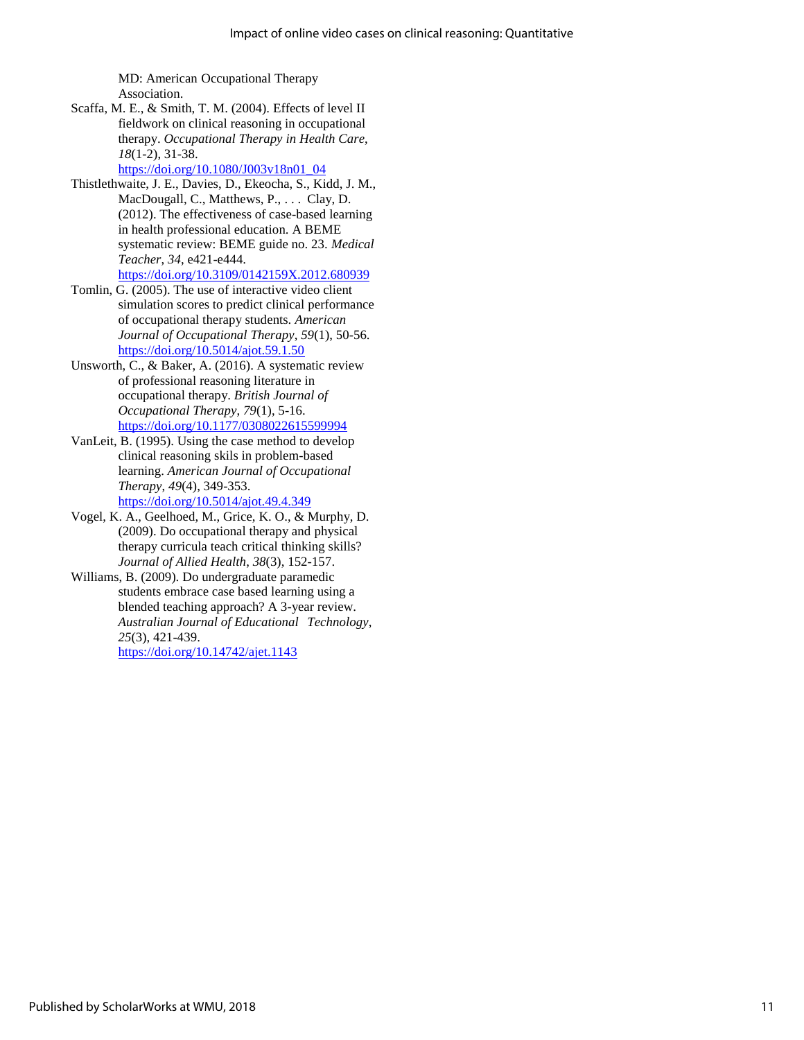MD: American Occupational Therapy Association.

Scaffa, M. E., & Smith, T. M. (2004). Effects of level II fieldwork on clinical reasoning in occupational therapy. *Occupational Therapy in Health Care*, *18*(1-2), 31-38. https://doi.org/10.1080/J003v18n01_04

Thistlethwaite, J. E., Davies, D., Ekeocha, S., Kidd, J. M., MacDougall, C., Matthews, P., . . . Clay, D. (2012). The effectiveness of case-based learning in health professional education. A BEME systematic review: BEME guide no. 23. *Medical Teacher*, *34*, e421-e444. https://doi.org/10.3109/0142159X.2012.680939

Tomlin, G. (2005). The use of interactive video client simulation scores to predict clinical performance of occupational therapy students. *American Journal of Occupational Therapy*, *59*(1), 50-56. https://doi.org/10.5014/ajot.59.1.50

Unsworth, C., & Baker, A. (2016). A systematic review of professional reasoning literature in occupational therapy. *British Journal of Occupational Therapy*, *79*(1), 5-16. https://doi.org/10.1177/0308022615599994

VanLeit, B. (1995). Using the case method to develop clinical reasoning skils in problem-based learning. *American Journal of Occupational Therapy*, *49*(4), 349-353. https://doi.org/10.5014/ajot.49.4.349

Vogel, K. A., Geelhoed, M., Grice, K. O., & Murphy, D. (2009). Do occupational therapy and physical therapy curricula teach critical thinking skills? *Journal of Allied Health*, *38*(3), 152-157.

Williams, B. (2009). Do undergraduate paramedic students embrace case based learning using a blended teaching approach? A 3-year review. *Australian Journal of Educational Technology*, *25*(3), 421-439. https://doi.org/10.14742/ajet.1143